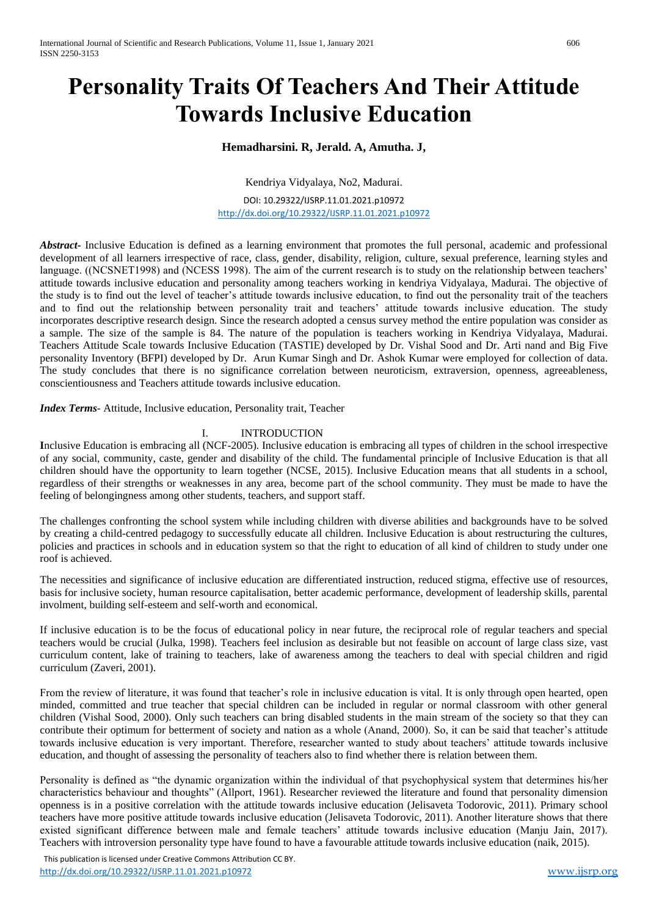# Personality Traits Of Teachers And Their Attitude Towards Inclusive Education

**Hemadharsini. R, Jerald. A, Amutha. J,**

Kendriya Vidyalaya, No2, Madurai.

DOI: 10.29322/IJSRP.11.01.2021.p10972
http://dx.doi.org/10.29322/IJSRP.11.01.2021.p10972

***Abstract***- Inclusive Education is defined as a learning environment that promotes the full personal, academic and professional development of all learners irrespective of race, class, gender, disability, religion, culture, sexual preference, learning styles and language. ((NCSNET1998) and (NCESS 1998). The aim of the current research is to study on the relationship between teachers' attitude towards inclusive education and personality among teachers working in kendriya Vidyalaya, Madurai. The objective of the study is to find out the level of teacher's attitude towards inclusive education, to find out the personality trait of the teachers and to find out the relationship between personality trait and teachers' attitude towards inclusive education. The study incorporates descriptive research design. Since the research adopted a census survey method the entire population was consider as a sample. The size of the sample is 84. The nature of the population is teachers working in Kendriya Vidyalaya, Madurai. Teachers Attitude Scale towards Inclusive Education (TASTIE) developed by Dr. Vishal Sood and Dr. Arti nand and Big Five personality Inventory (BFPI) developed by Dr. Arun Kumar Singh and Dr. Ashok Kumar were employed for collection of data. The study concludes that there is no significance correlation between neuroticism, extraversion, openness, agreeableness, conscientiousness and Teachers attitude towards inclusive education.

***Index Terms***- Attitude, Inclusive education, Personality trait, Teacher

## I. INTRODUCTION

**I**nclusive Education is embracing all (NCF-2005). Inclusive education is embracing all types of children in the school irrespective of any social, community, caste, gender and disability of the child. The fundamental principle of Inclusive Education is that all children should have the opportunity to learn together (NCSE, 2015). Inclusive Education means that all students in a school, regardless of their strengths or weaknesses in any area, become part of the school community. They must be made to have the feeling of belongingness among other students, teachers, and support staff.

The challenges confronting the school system while including children with diverse abilities and backgrounds have to be solved by creating a child-centred pedagogy to successfully educate all children. Inclusive Education is about restructuring the cultures, policies and practices in schools and in education system so that the right to education of all kind of children to study under one roof is achieved.

The necessities and significance of inclusive education are differentiated instruction, reduced stigma, effective use of resources, basis for inclusive society, human resource capitalisation, better academic performance, development of leadership skills, parental involment, building self-esteem and self-worth and economical.

If inclusive education is to be the focus of educational policy in near future, the reciprocal role of regular teachers and special teachers would be crucial (Julka, 1998). Teachers feel inclusion as desirable but not feasible on account of large class size, vast curriculum content, lake of training to teachers, lake of awareness among the teachers to deal with special children and rigid curriculum (Zaveri, 2001).

From the review of literature, it was found that teacher's role in inclusive education is vital. It is only through open hearted, open minded, committed and true teacher that special children can be included in regular or normal classroom with other general children (Vishal Sood, 2000). Only such teachers can bring disabled students in the main stream of the society so that they can contribute their optimum for betterment of society and nation as a whole (Anand, 2000). So, it can be said that teacher's attitude towards inclusive education is very important. Therefore, researcher wanted to study about teachers' attitude towards inclusive education, and thought of assessing the personality of teachers also to find whether there is relation between them.

Personality is defined as "the dynamic organization within the individual of that psychophysical system that determines his/her characteristics behaviour and thoughts" (Allport, 1961). Researcher reviewed the literature and found that personality dimension openness is in a positive correlation with the attitude towards inclusive education (Jelisaveta Todorovic, 2011). Primary school teachers have more positive attitude towards inclusive education (Jelisaveta Todorovic, 2011). Another literature shows that there existed significant difference between male and female teachers' attitude towards inclusive education (Manju Jain, 2017). Teachers with introversion personality type have found to have a favourable attitude towards inclusive education (naik, 2015).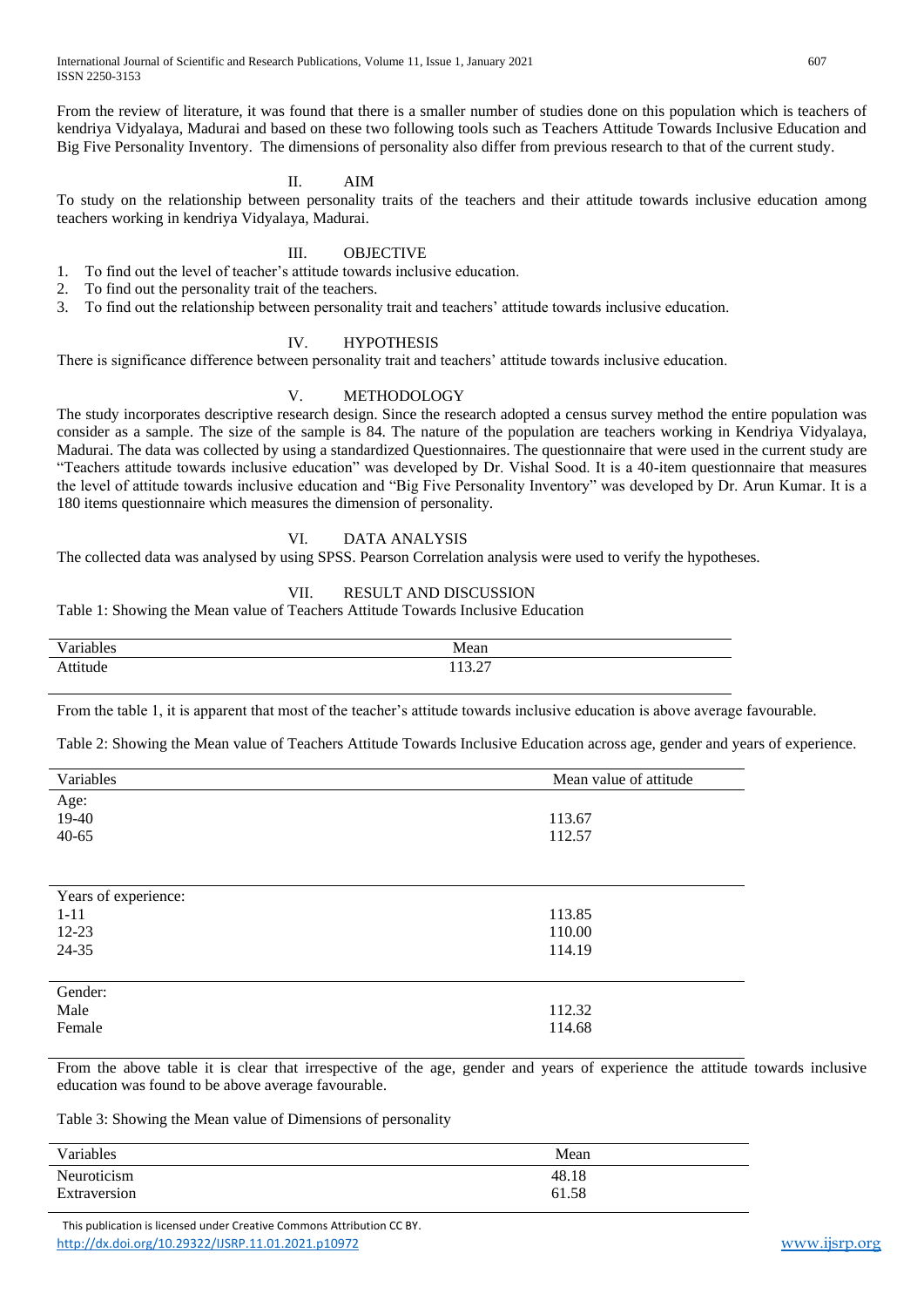From the review of literature, it was found that there is a smaller number of studies done on this population which is teachers of kendriya Vidyalaya, Madurai and based on these two following tools such as Teachers Attitude Towards Inclusive Education and Big Five Personality Inventory. The dimensions of personality also differ from previous research to that of the current study.

## II. AIM

To study on the relationship between personality traits of the teachers and their attitude towards inclusive education among teachers working in kendriya Vidyalaya, Madurai.

## III. OBJECTIVE

1. To find out the level of teacher's attitude towards inclusive education.
2. To find out the personality trait of the teachers.
3. To find out the relationship between personality trait and teachers' attitude towards inclusive education.

## IV. HYPOTHESIS

There is significance difference between personality trait and teachers' attitude towards inclusive education.

## V. METHODOLOGY

The study incorporates descriptive research design. Since the research adopted a census survey method the entire population was consider as a sample. The size of the sample is 84. The nature of the population are teachers working in Kendriya Vidyalaya, Madurai. The data was collected by using a standardized Questionnaires. The questionnaire that were used in the current study are "Teachers attitude towards inclusive education" was developed by Dr. Vishal Sood. It is a 40-item questionnaire that measures the level of attitude towards inclusive education and "Big Five Personality Inventory" was developed by Dr. Arun Kumar. It is a 180 items questionnaire which measures the dimension of personality.

## VI. DATA ANALYSIS

The collected data was analysed by using SPSS. Pearson Correlation analysis were used to verify the hypotheses.

## VII. RESULT AND DISCUSSION

Table 1: Showing the Mean value of Teachers Attitude Towards Inclusive Education

| Variables | Mean |
|---|---|
| Attitude | 113.27 |

From the table 1, it is apparent that most of the teacher's attitude towards inclusive education is above average favourable.

Table 2: Showing the Mean value of Teachers Attitude Towards Inclusive Education across age, gender and years of experience.

| Variables | Mean value of attitude |
|---|---|
| Age: | |
| 19-40 | 113.67 |
| 40-65 | 112.57 |
| Years of experience: | |
| 1-11 | 113.85 |
| 12-23 | 110.00 |
| 24-35 | 114.19 |
| Gender: | |
| Male | 112.32 |
| Female | 114.68 |

From the above table it is clear that irrespective of the age, gender and years of experience the attitude towards inclusive education was found to be above average favourable.

Table 3: Showing the Mean value of Dimensions of personality

| Variables | Mean |
|---|---|
| Neuroticism | 48.18 |
| Extraversion | 61.58 |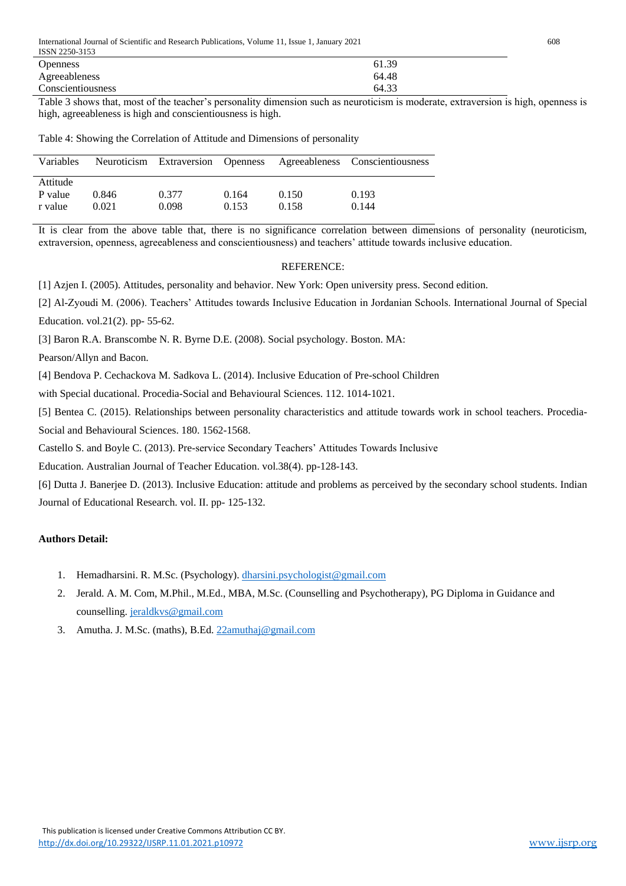| | |
|---|---|
| Openness | 61.39 |
| Agreeableness | 64.48 |
| Conscientiousness | 64.33 |

Table 3 shows that, most of the teacher's personality dimension such as neuroticism is moderate, extraversion is high, openness is high, agreeableness is high and conscientiousness is high.

Table 4: Showing the Correlation of Attitude and Dimensions of personality

| Variables | Neuroticism | Extraversion | Openness | Agreeableness | Conscientiousness |
|---|---|---|---|---|---|
| Attitude | | | | | |
| P value | 0.846 | 0.377 | 0.164 | 0.150 | 0.193 |
| r value | 0.021 | 0.098 | 0.153 | 0.158 | 0.144 |

It is clear from the above table that, there is no significance correlation between dimensions of personality (neuroticism, extraversion, openness, agreeableness and conscientiousness) and teachers' attitude towards inclusive education.

## REFERENCE:

[1] Azjen I. (2005). Attitudes, personality and behavior. New York: Open university press. Second edition.

[2] Al-Zyoudi M. (2006). Teachers' Attitudes towards Inclusive Education in Jordanian Schools. International Journal of Special Education. vol.21(2). pp- 55-62.

[3] Baron R.A. Branscombe N. R. Byrne D.E. (2008). Social psychology. Boston. MA:

Pearson/Allyn and Bacon.

[4] Bendova P. Cechackova M. Sadkova L. (2014). Inclusive Education of Pre-school Children

with Special ducational. Procedia-Social and Behavioural Sciences. 112. 1014-1021.

[5] Bentea C. (2015). Relationships between personality characteristics and attitude towards work in school teachers. Procedia-Social and Behavioural Sciences. 180. 1562-1568.

Castello S. and Boyle C. (2013). Pre-service Secondary Teachers' Attitudes Towards Inclusive

Education. Australian Journal of Teacher Education. vol.38(4). pp-128-143.

[6] Dutta J. Banerjee D. (2013). Inclusive Education: attitude and problems as perceived by the secondary school students. Indian Journal of Educational Research. vol. II. pp- 125-132.

**Authors Detail:**

1. Hemadharsini. R. M.Sc. (Psychology). dharsini.psychologist@gmail.com
2. Jerald. A. M. Com, M.Phil., M.Ed., MBA, M.Sc. (Counselling and Psychotherapy), PG Diploma in Guidance and counselling. jeraldkvs@gmail.com
3. Amutha. J. M.Sc. (maths), B.Ed. 22amuthaj@gmail.com

This publication is licensed under Creative Commons Attribution CC BY.
http://dx.doi.org/10.29322/IJSRP.11.01.2021.p10972